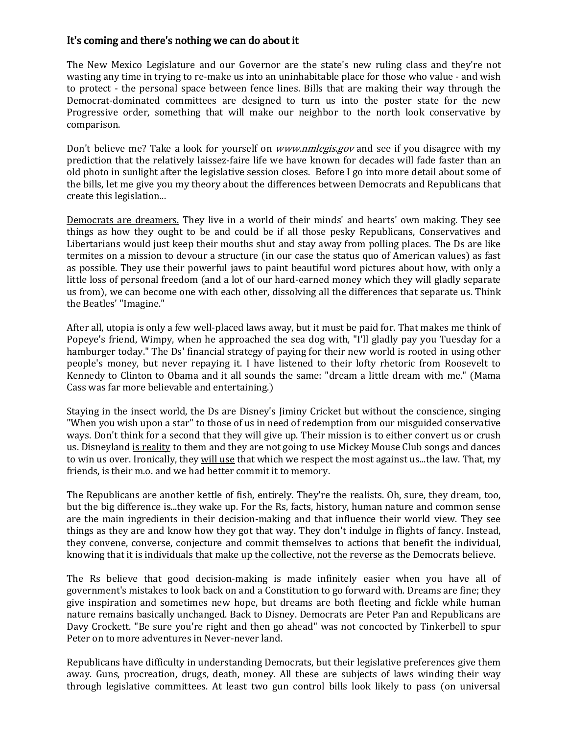### It's coming and there's nothing we can do about it

The New Mexico Legislature and our Governor are the state's new ruling class and they're not wasting any time in trying to re-make us into an uninhabitable place for those who value - and wish to protect - the personal space between fence lines. Bills that are making their way through the Democrat-dominated committees are designed to turn us into the poster state for the new Progressive order, something that will make our neighbor to the north look conservative by comparison.

Don't believe me? Take a look for yourself on *www.nmlegis.gov* and see if you disagree with my prediction that the relatively laissez-faire life we have known for decades will fade faster than an old photo in sunlight after the legislative session closes. Before I go into more detail about some of the bills, let me give you my theory about the differences between Democrats and Republicans that create this legislation...

<u>Democrats are dreamers.</u> They live in a world of their minds' and hearts' own making. They see things as how they ought to be and could be if all those pesky Republicans, Conservatives and Libertarians would just keep their mouths shut and stay away from polling places. The Ds are like termites on a mission to devour a structure (in our case the status quo of American values) as fast as possible. They use their powerful jaws to paint beautiful word pictures about how, with only a little loss of personal freedom (and a lot of our hard-earned money which they will gladly separate us from), we can become one with each other, dissolving all the differences that separate us. Think the Beatles' "Imagine."

After all, utopia is only a few well-placed laws away, but it must be paid for. That makes me think of Popeye's friend, Wimpy, when he approached the sea dog with, "I'll gladly pay you Tuesday for a hamburger today." The Ds' financial strategy of paying for their new world is rooted in using other people's money, but never repaying it. I have listened to their lofty rhetoric from Roosevelt to Kennedy to Clinton to Obama and it all sounds the same: "dream a little dream with me." (Mama Cass was far more believable and entertaining.)

Staying in the insect world, the Ds are Disney's Jiminy Cricket but without the conscience, singing "When you wish upon a star" to those of us in need of redemption from our misguided conservative ways. Don't think for a second that they will give up. Their mission is to either convert us or crush us. Disneyland <u>is reality</u> to them and they are not going to use Mickey Mouse Club songs and dances to win us over. Ironically, they <u>will use</u> that which we respect the most against us...the law. That, my friends, is their m.o. and we had better commit it to memory.

The Republicans are another kettle of fish, entirely. They're the realists. Oh, sure, they dream, too, but the big difference is...they wake up. For the Rs, facts, history, human nature and common sense are the main ingredients in their decision-making and that influence their world view. They see things as they are and know how they got that way. They don't indulge in flights of fancy. Instead, they convene, converse, conjecture and commit themselves to actions that benefit the individual, knowing that <u>it is individuals that make up the collective, not the reverse</u> as the Democrats believe.

The Rs believe that good decision-making is made infinitely easier when you have all of government's mistakes to look back on and a Constitution to go forward with. Dreams are fine; they give inspiration and sometimes new hope, but dreams are both fleeting and fickle while human nature remains basically unchanged. Back to Disney. Democrats are Peter Pan and Republicans are Davy Crockett. "Be sure you're right and then go ahead" was not concocted by Tinkerbell to spur Peter on to more adventures in Never-never land.

Republicans have difficulty in understanding Democrats, but their legislative preferences give them away. Guns, procreation, drugs, death, money. All these are subjects of laws winding their way through legislative committees. At least two gun control bills look likely to pass (on universal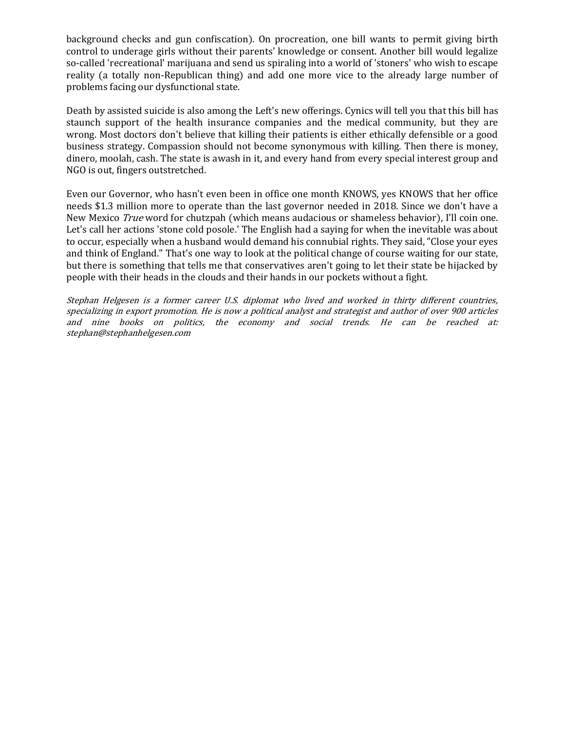background checks and gun confiscation). On procreation, one bill wants to permit giving birth control to underage girls without their parents' knowledge or consent. Another bill would legalize so-called 'recreational' marijuana and send us spiraling into a world of 'stoners' who wish to escape reality (a totally non-Republican thing) and add one more vice to the already large number of problems facing our dysfunctional state.

Death by assisted suicide is also among the Left's new offerings. Cynics will tell you that this bill has staunch support of the health insurance companies and the medical community, but they are wrong. Most doctors don't believe that killing their patients is either ethically defensible or a good business strategy. Compassion should not become synonymous with killing. Then there is money, dinero, moolah, cash. The state is awash in it, and every hand from every special interest group and NGO is out, fingers outstretched.

Even our Governor, who hasn't even been in office one month KNOWS, yes KNOWS that her office needs $1.3 million more to operate than the last governor needed in 2018. Since we don't have a New Mexico *True* word for chutzpah (which means audacious or shameless behavior), I'll coin one. Let's call her actions 'stone cold posole.' The English had a saying for when the inevitable was about to occur, especially when a husband would demand his connubial rights. They said, "Close your eyes and think of England." That's one way to look at the political change of course waiting for our state, but there is something that tells me that conservatives aren't going to let their state be hijacked by people with their heads in the clouds and their hands in our pockets without a fight.

*Stephan Helgesen is a former career U.S. diplomat who lived and worked in thirty different countries, specializing in export promotion. He is now a political analyst and strategist and author of over 900 articles and nine books on politics, the economy and social trends. He can be reached at: stephan@stephanhelgesen.com*